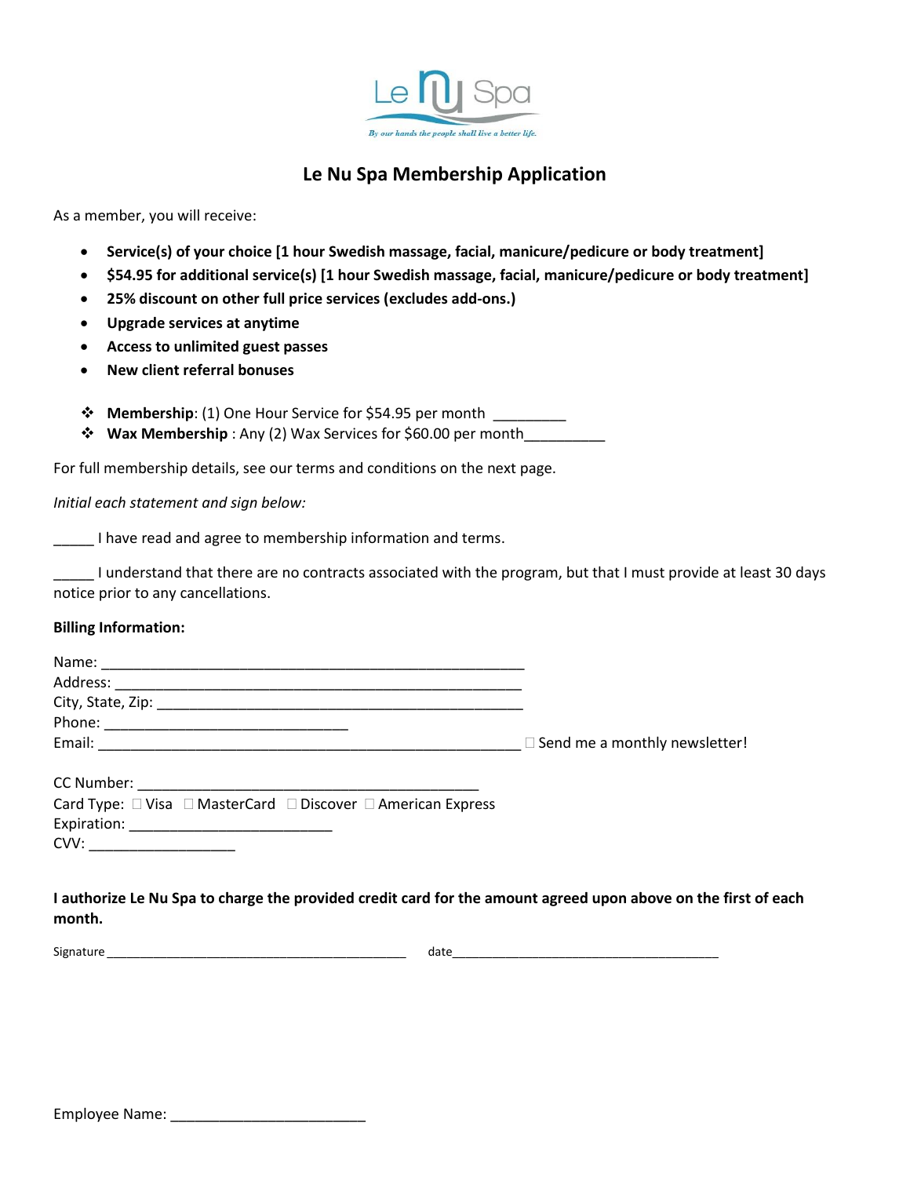Le Nu Spa

By our hands the people shall live a better life.

# Le Nu Spa Membership Application

As a member, you will receive:

- **Service(s) of your choice [1 hour Swedish massage, facial, manicure/pedicure or body treatment]**
- **$54.95 for additional service(s) [1 hour Swedish massage, facial, manicure/pedicure or body treatment]**
- **25% discount on other full price services (excludes add-ons.)**
- **Upgrade services at anytime**
- **Access to unlimited guest passes**
- **New client referral bonuses**

- **Membership**: (1) One Hour Service for $54.95 per month _________
- **Wax Membership** : Any (2) Wax Services for $60.00 per month__________

For full membership details, see our terms and conditions on the next page.

*Initial each statement and sign below:*

_____ I have read and agree to membership information and terms.

_____ I understand that there are no contracts associated with the program, but that I must provide at least 30 days notice prior to any cancellations.

**Billing Information:**

Name: ______________________________________________________
Address: ____________________________________________________
City, State, Zip: ______________________________________________
Phone: _______________________________
Email: ______________________________________________________ ☐ Send me a monthly newsletter!

CC Number: ___________________________________________
Card Type: ☐ Visa ☐ MasterCard ☐ Discover ☐ American Express
Expiration: __________________________
CVV: __________________

**I authorize Le Nu Spa to charge the provided credit card for the amount agreed upon above on the first of each month.**

Signature _____________________________________________ date_________________________________________

Employee Name: _________________________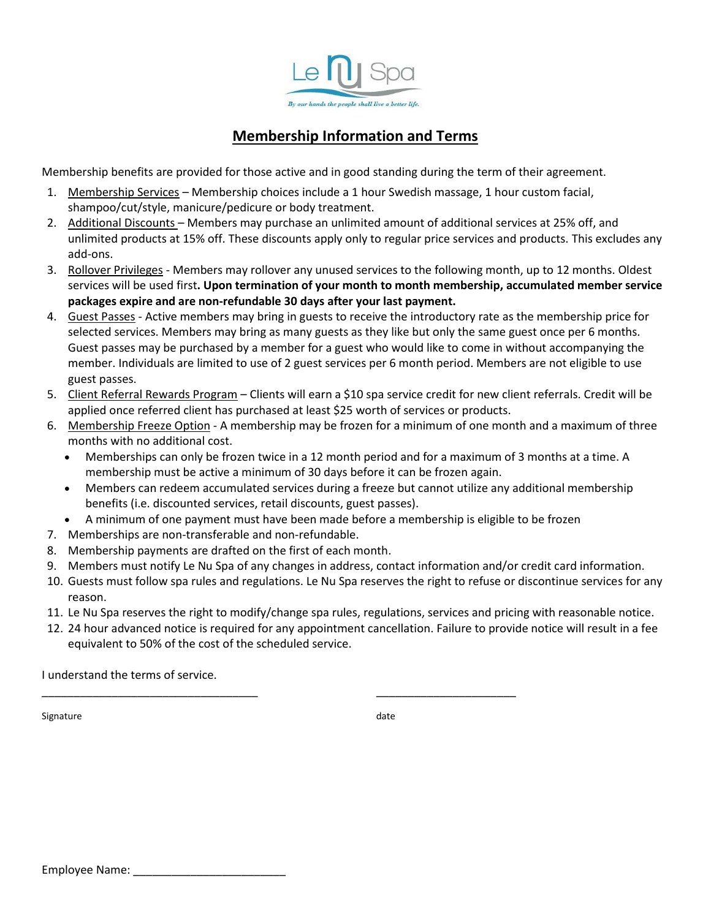Le Nu Spa

*By our hands the people shall live a better life.*

## Membership Information and Terms

Membership benefits are provided for those active and in good standing during the term of their agreement.

1. Membership Services – Membership choices include a 1 hour Swedish massage, 1 hour custom facial, shampoo/cut/style, manicure/pedicure or body treatment.
2. Additional Discounts – Members may purchase an unlimited amount of additional services at 25% off, and unlimited products at 15% off. These discounts apply only to regular price services and products. This excludes any add-ons.
3. Rollover Privileges - Members may rollover any unused services to the following month, up to 12 months. Oldest services will be used first**. Upon termination of your month to month membership, accumulated member service packages expire and are non-refundable 30 days after your last payment.**
4. Guest Passes - Active members may bring in guests to receive the introductory rate as the membership price for selected services. Members may bring as many guests as they like but only the same guest once per 6 months. Guest passes may be purchased by a member for a guest who would like to come in without accompanying the member. Individuals are limited to use of 2 guest services per 6 month period. Members are not eligible to use guest passes.
5. Client Referral Rewards Program – Clients will earn a $10 spa service credit for new client referrals. Credit will be applied once referred client has purchased at least $25 worth of services or products.
6. Membership Freeze Option - A membership may be frozen for a minimum of one month and a maximum of three months with no additional cost.
   - Memberships can only be frozen twice in a 12 month period and for a maximum of 3 months at a time. A membership must be active a minimum of 30 days before it can be frozen again.
   - Members can redeem accumulated services during a freeze but cannot utilize any additional membership benefits (i.e. discounted services, retail discounts, guest passes).
   - A minimum of one payment must have been made before a membership is eligible to be frozen
7. Memberships are non-transferable and non-refundable.
8. Membership payments are drafted on the first of each month.
9. Members must notify Le Nu Spa of any changes in address, contact information and/or credit card information.
10. Guests must follow spa rules and regulations. Le Nu Spa reserves the right to refuse or discontinue services for any reason.
11. Le Nu Spa reserves the right to modify/change spa rules, regulations, services and pricing with reasonable notice.
12. 24 hour advanced notice is required for any appointment cancellation. Failure to provide notice will result in a fee equivalent to 50% of the cost of the scheduled service.

I understand the terms of service.

___________________________________ &nbsp;&nbsp;&nbsp;&nbsp;&nbsp;&nbsp;&nbsp;&nbsp; ______________________

Signature &nbsp;&nbsp;&nbsp;&nbsp;&nbsp;&nbsp;&nbsp;&nbsp;&nbsp;&nbsp;&nbsp;&nbsp;&nbsp;&nbsp;&nbsp;&nbsp;&nbsp;&nbsp;&nbsp;&nbsp;&nbsp;&nbsp;&nbsp;&nbsp;&nbsp;&nbsp;&nbsp;&nbsp;&nbsp;&nbsp;&nbsp;&nbsp; date

Employee Name: ________________________